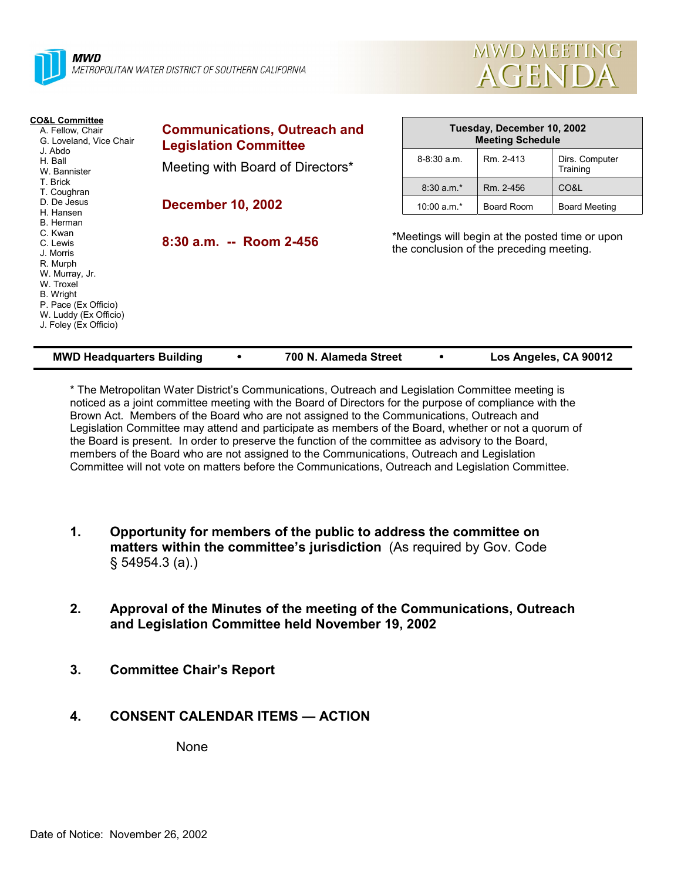MWD
METROPOLITAN WATER DISTRICT OF SOUTHERN CALIFORNIA

# MWD MEETING AGENDA

**CO&L Committee**
- A. Fellow, Chair
- G. Loveland, Vice Chair
- J. Abdo
- H. Ball
- W. Bannister
- T. Brick
- T. Coughran
- D. De Jesus
- H. Hansen
- B. Herman
- C. Kwan
- C. Lewis
- J. Morris
- R. Murph
- W. Murray, Jr.
- W. Troxel
- B. Wright
- P. Pace (Ex Officio)
- W. Luddy (Ex Officio)
- J. Foley (Ex Officio)

## Communications, Outreach and Legislation Committee

Meeting with Board of Directors*

**December 10, 2002**

**8:30 a.m. -- Room 2-456**

| Tuesday, December 10, 2002 Meeting Schedule | | |
|---|---|---|
| 8-8:30 a.m. | Rm. 2-413 | Dirs. Computer Training |
| 8:30 a.m.* | Rm. 2-456 | CO&L |
| 10:00 a.m.* | Board Room | Board Meeting |

*Meetings will begin at the posted time or upon the conclusion of the preceding meeting.

**MWD Headquarters Building • 700 N. Alameda Street • Los Angeles, CA 90012**

* The Metropolitan Water District's Communications, Outreach and Legislation Committee meeting is noticed as a joint committee meeting with the Board of Directors for the purpose of compliance with the Brown Act. Members of the Board who are not assigned to the Communications, Outreach and Legislation Committee may attend and participate as members of the Board, whether or not a quorum of the Board is present. In order to preserve the function of the committee as advisory to the Board, members of the Board who are not assigned to the Communications, Outreach and Legislation Committee will not vote on matters before the Communications, Outreach and Legislation Committee.

1. **Opportunity for members of the public to address the committee on matters within the committee's jurisdiction** (As required by Gov. Code § 54954.3 (a).)

2. **Approval of the Minutes of the meeting of the Communications, Outreach and Legislation Committee held November 19, 2002**

3. **Committee Chair's Report**

4. **CONSENT CALENDAR ITEMS — ACTION**

   None

Date of Notice: November 26, 2002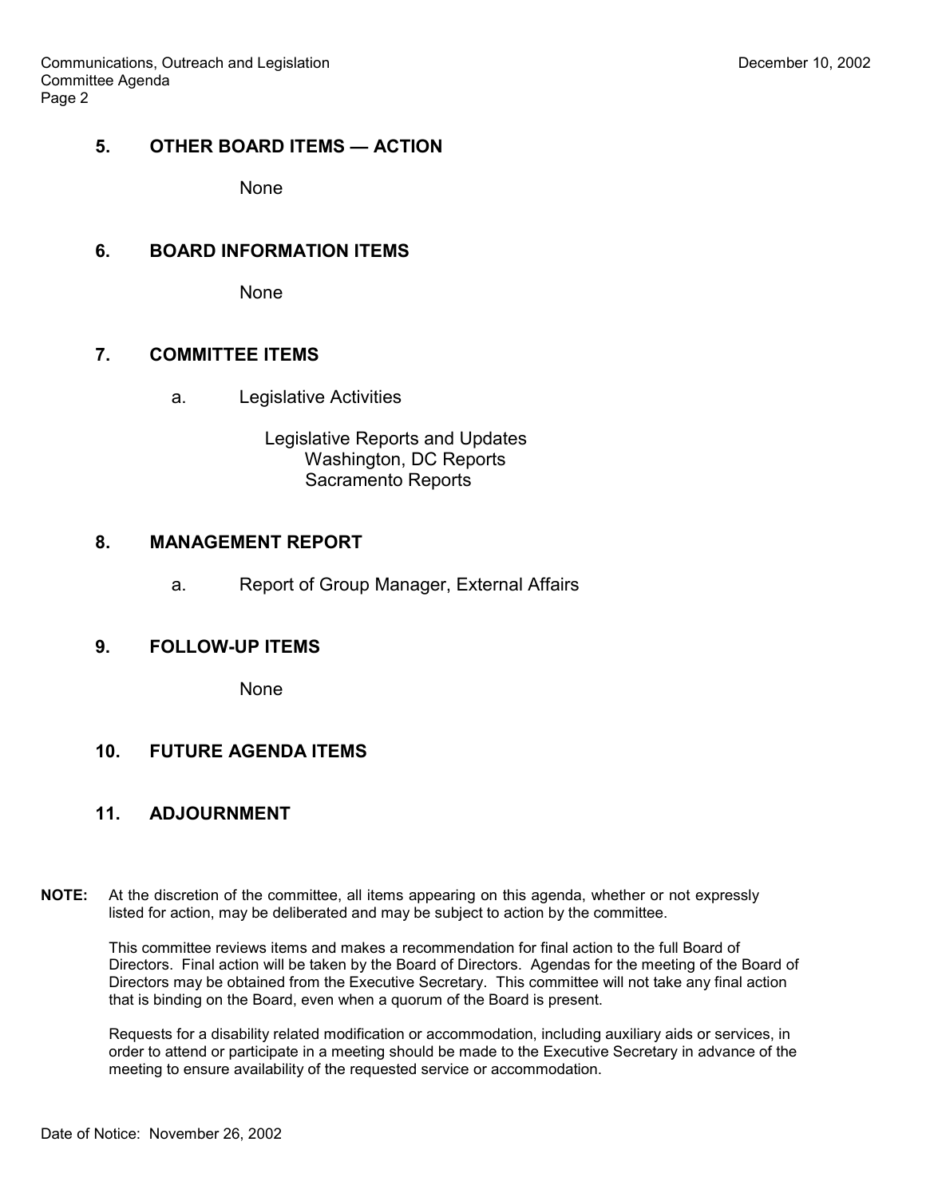## 5. OTHER BOARD ITEMS — ACTION

None

## 6. BOARD INFORMATION ITEMS

None

## 7. COMMITTEE ITEMS

a. Legislative Activities

Legislative Reports and Updates
- Washington, DC Reports
- Sacramento Reports

## 8. MANAGEMENT REPORT

a. Report of Group Manager, External Affairs

## 9. FOLLOW-UP ITEMS

None

## 10. FUTURE AGENDA ITEMS

## 11. ADJOURNMENT

**NOTE:** At the discretion of the committee, all items appearing on this agenda, whether or not expressly listed for action, may be deliberated and may be subject to action by the committee.

This committee reviews items and makes a recommendation for final action to the full Board of Directors. Final action will be taken by the Board of Directors. Agendas for the meeting of the Board of Directors may be obtained from the Executive Secretary. This committee will not take any final action that is binding on the Board, even when a quorum of the Board is present.

Requests for a disability related modification or accommodation, including auxiliary aids or services, in order to attend or participate in a meeting should be made to the Executive Secretary in advance of the meeting to ensure availability of the requested service or accommodation.

Date of Notice: November 26, 2002